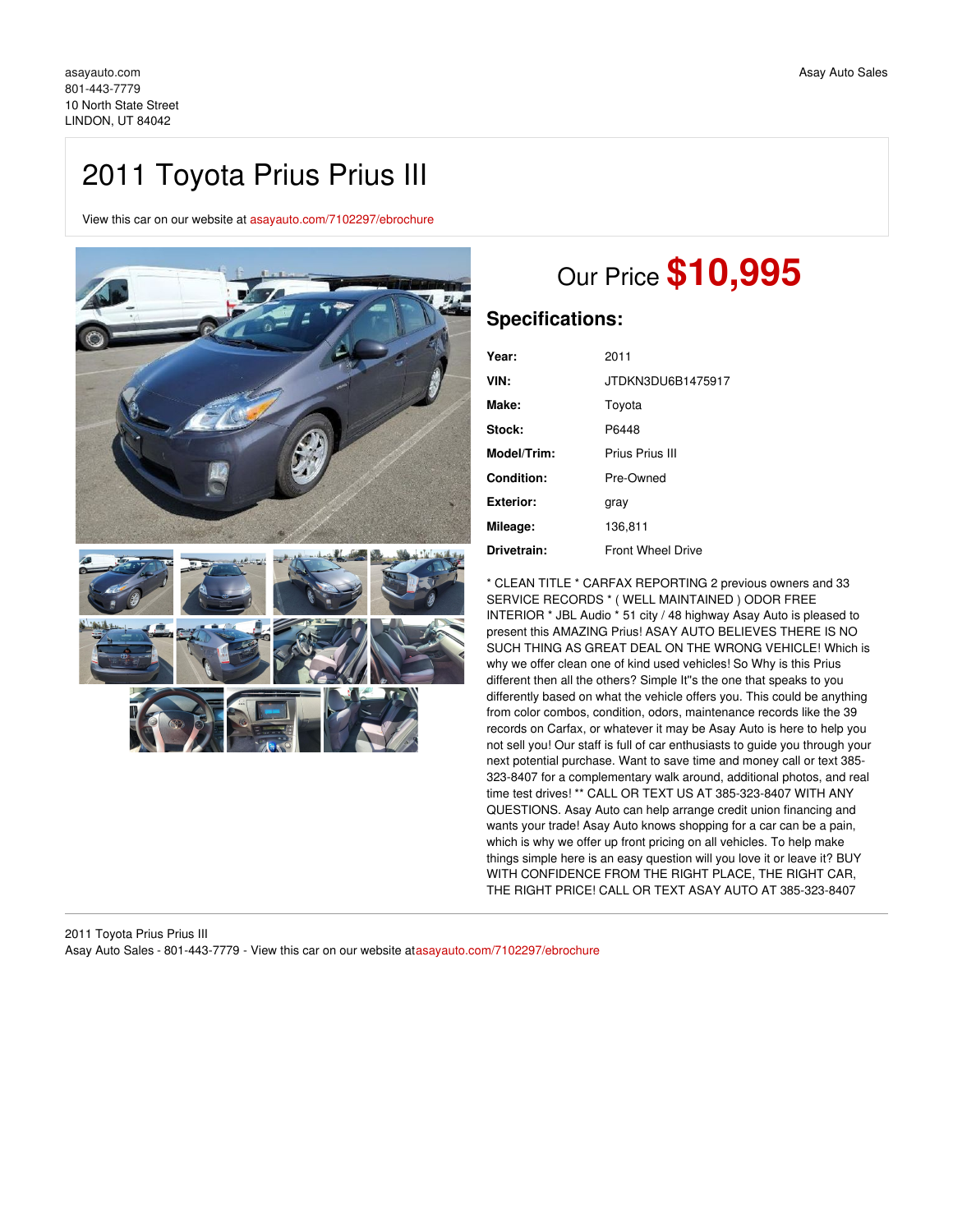asayauto.com
801-443-7779
10 North State Street
LINDON, UT 84042

Asay Auto Sales

# 2011 Toyota Prius Prius III

View this car on our website at asayauto.com/7102297/ebrochure

## Our Price **$10,995**

### Specifications:

| | |
|---|---|
| **Year:** | 2011 |
| **VIN:** | JTDKN3DU6B1475917 |
| **Make:** | Toyota |
| **Stock:** | P6448 |
| **Model/Trim:** | Prius Prius III |
| **Condition:** | Pre-Owned |
| **Exterior:** | gray |
| **Mileage:** | 136,811 |
| **Drivetrain:** | Front Wheel Drive |

* CLEAN TITLE * CARFAX REPORTING 2 previous owners and 33 SERVICE RECORDS * ( WELL MAINTAINED ) ODOR FREE INTERIOR * JBL Audio * 51 city / 48 highway Asay Auto is pleased to present this AMAZING Prius! ASAY AUTO BELIEVES THERE IS NO SUCH THING AS GREAT DEAL ON THE WRONG VEHICLE! Which is why we offer clean one of kind used vehicles! So Why is this Prius different then all the others? Simple It''s the one that speaks to you differently based on what the vehicle offers you. This could be anything from color combos, condition, odors, maintenance records like the 39 records on Carfax, or whatever it may be Asay Auto is here to help you not sell you! Our staff is full of car enthusiasts to guide you through your next potential purchase. Want to save time and money call or text 385-323-8407 for a complementary walk around, additional photos, and real time test drives! ** CALL OR TEXT US AT 385-323-8407 WITH ANY QUESTIONS. Asay Auto can help arrange credit union financing and wants your trade! Asay Auto knows shopping for a car can be a pain, which is why we offer up front pricing on all vehicles. To help make things simple here is an easy question will you love it or leave it? BUY WITH CONFIDENCE FROM THE RIGHT PLACE, THE RIGHT CAR, THE RIGHT PRICE! CALL OR TEXT ASAY AUTO AT 385-323-8407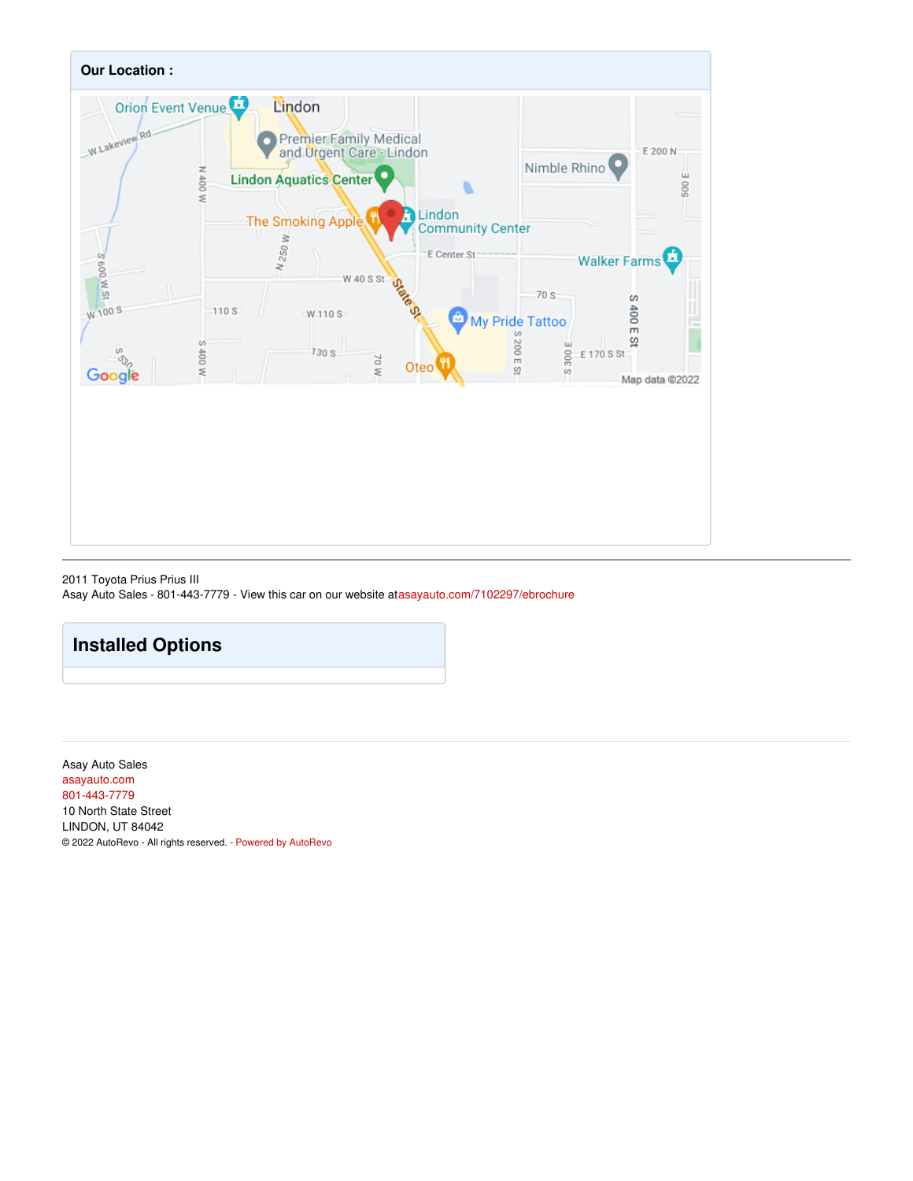**Our Location :**

2011 Toyota Prius Prius III
Asay Auto Sales - 801-443-7779 - View this car on our website atasayauto.com/7102297/ebrochure

## Installed Options

Asay Auto Sales
asayauto.com
801-443-7779
10 North State Street
LINDON, UT 84042
© 2022 AutoRevo - All rights reserved. - Powered by AutoRevo